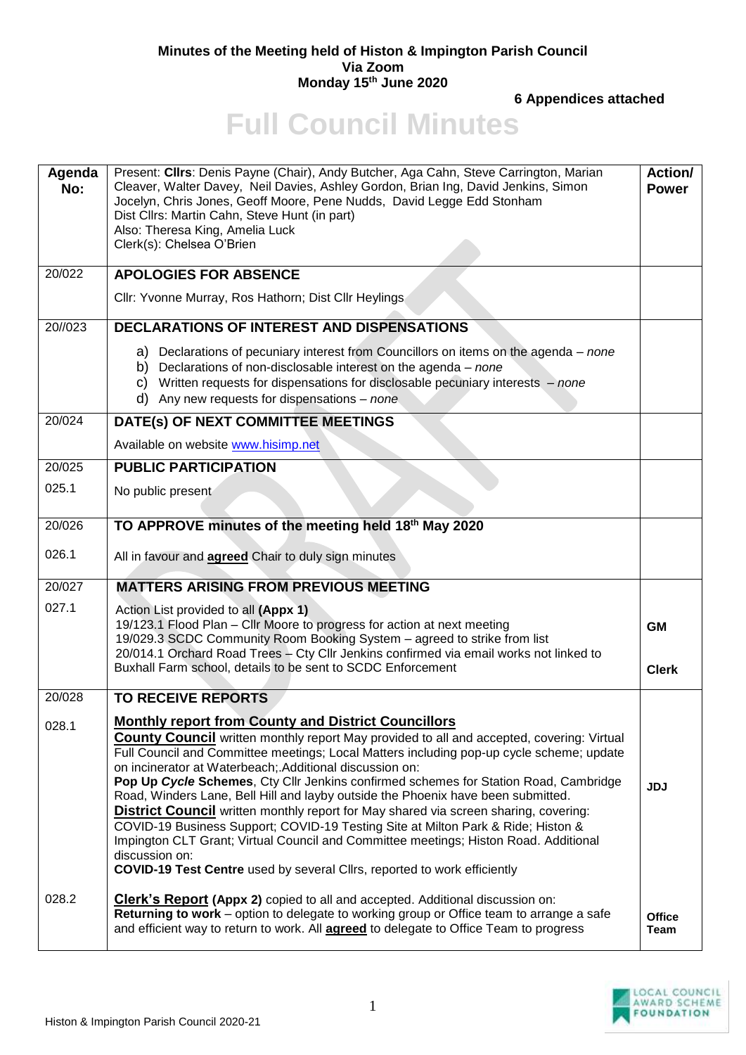**Minutes of the Meeting held of Histon & Impington Parish Council**
**Via Zoom**
**Monday 15th June 2020**

**6 Appendices attached**

# Full Council Minutes

| Agenda No: | Present: **Cllrs**: Denis Payne (Chair), Andy Butcher, Aga Cahn, Steve Carrington, Marian Cleaver, Walter Davey, Neil Davies, Ashley Gordon, Brian Ing, David Jenkins, Simon Jocelyn, Chris Jones, Geoff Moore, Pene Nudds, David Legge Edd Stonham<br>Dist Cllrs: Martin Cahn, Steve Hunt (in part)<br>Also: Theresa King, Amelia Luck<br>Clerk(s): Chelsea O'Brien | Action/ Power |
|---|---|---|
| 20/022 | **APOLOGIES FOR ABSENCE**<br><br>Cllr: Yvonne Murray, Ros Hathorn; Dist Cllr Heylings | |
| 20//023 | **DECLARATIONS OF INTEREST AND DISPENSATIONS**<br><br>a) Declarations of pecuniary interest from Councillors on items on the agenda – *none*<br>b) Declarations of non-disclosable interest on the agenda – *none*<br>c) Written requests for dispensations for disclosable pecuniary interests – *none*<br>d) Any new requests for dispensations – *none* | |
| 20/024 | **DATE(s) OF NEXT COMMITTEE MEETINGS**<br><br>Available on website www.hisimp.net | |
| 20/025 | **PUBLIC PARTICIPATION** | |
| 025.1 | No public present | |
| 20/026 | **TO APPROVE minutes of the meeting held 18th May 2020** | |
| 026.1 | All in favour and **agreed** Chair to duly sign minutes | |
| 20/027 | **MATTERS ARISING FROM PREVIOUS MEETING** | |
| 027.1 | Action List provided to all **(Appx 1)**<br>19/123.1 Flood Plan – Cllr Moore to progress for action at next meeting<br>19/029.3 SCDC Community Room Booking System – agreed to strike from list<br>20/014.1 Orchard Road Trees – Cty Cllr Jenkins confirmed via email works not linked to Buxhall Farm school, details to be sent to SCDC Enforcement | **GM**<br><br>**Clerk** |
| 20/028 | **TO RECEIVE REPORTS** | |
| 028.1 | **Monthly report from County and District Councillors**<br>**County Council** written monthly report May provided to all and accepted, covering: Virtual Full Council and Committee meetings; Local Matters including pop-up cycle scheme; update on incinerator at Waterbeach;.Additional discussion on:<br>**Pop Up *Cycle* Schemes**, Cty Cllr Jenkins confirmed schemes for Station Road, Cambridge Road, Winders Lane, Bell Hill and layby outside the Phoenix have been submitted.<br>**District Council** written monthly report for May shared via screen sharing, covering: COVID-19 Business Support; COVID-19 Testing Site at Milton Park & Ride; Histon & Impington CLT Grant; Virtual Council and Committee meetings; Histon Road. Additional discussion on:<br>**COVID-19 Test Centre** used by several Cllrs, reported to work efficiently | **JDJ** |
| 028.2 | **Clerk's Report (Appx 2)** copied to all and accepted. Additional discussion on:<br>**Returning to work** – option to delegate to working group or Office team to arrange a safe and efficient way to return to work. All **agreed** to delegate to Office Team to progress | **Office Team** |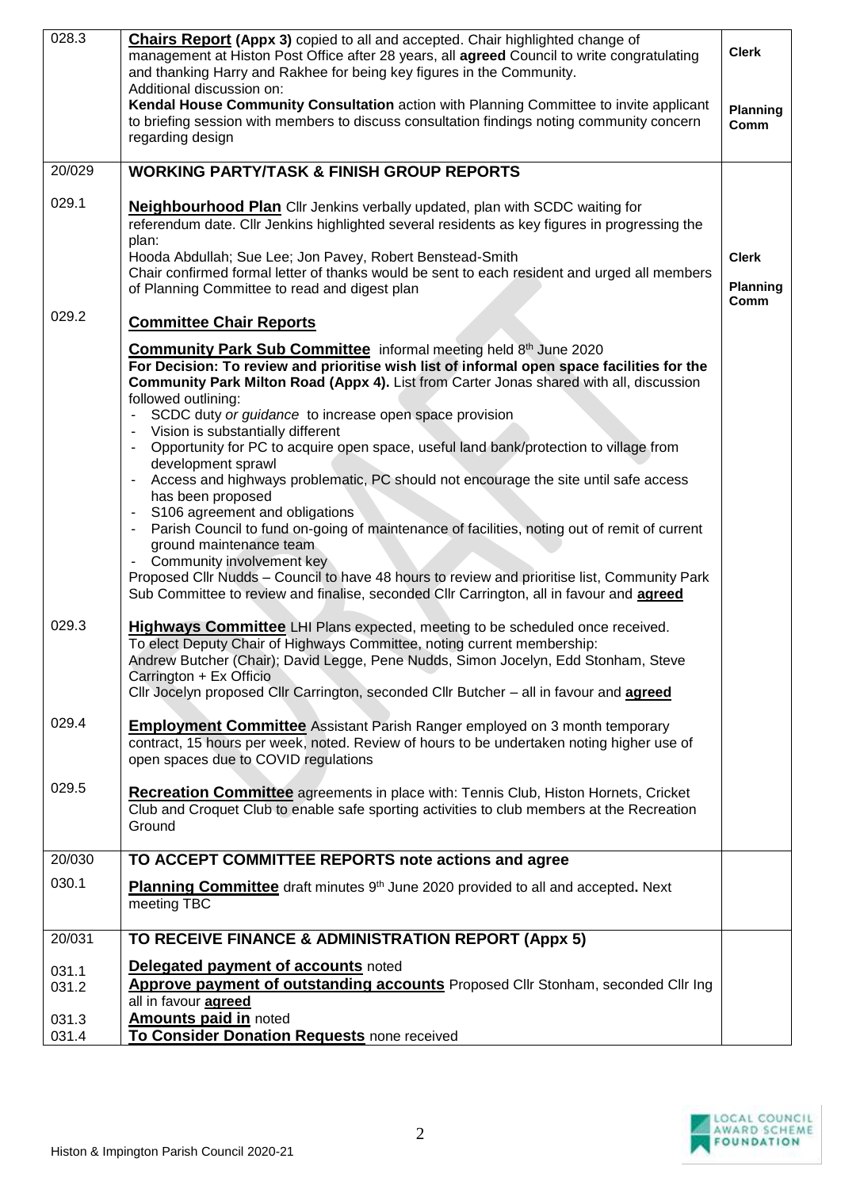| | | |
|---|---|---|
| 028.3 | **Chairs Report (Appx 3)** copied to all and accepted. Chair highlighted change of management at Histon Post Office after 28 years, all **agreed** Council to write congratulating and thanking Harry and Rakhee for being key figures in the Community.<br>Additional discussion on:<br>**Kendal House Community Consultation** action with Planning Committee to invite applicant to briefing session with members to discuss consultation findings noting community concern regarding design | **Clerk**<br><br>**Planning Comm** |
| 20/029 | **WORKING PARTY/TASK & FINISH GROUP REPORTS** | |
| 029.1 | **Neighbourhood Plan** Cllr Jenkins verbally updated, plan with SCDC waiting for referendum date. Cllr Jenkins highlighted several residents as key figures in progressing the plan:<br>Hooda Abdullah; Sue Lee; Jon Pavey, Robert Benstead-Smith<br>Chair confirmed formal letter of thanks would be sent to each resident and urged all members of Planning Committee to read and digest plan | **Clerk**<br><br>**Planning Comm** |
| 029.2 | **Committee Chair Reports**<br><br>**Community Park Sub Committee** informal meeting held 8th June 2020<br>**For Decision: To review and prioritise wish list of informal open space facilities for the Community Park Milton Road (Appx 4).** List from Carter Jonas shared with all, discussion followed outlining:<br>- SCDC duty *or guidance* to increase open space provision<br>- Vision is substantially different<br>- Opportunity for PC to acquire open space, useful land bank/protection to village from development sprawl<br>- Access and highways problematic, PC should not encourage the site until safe access has been proposed<br>- S106 agreement and obligations<br>- Parish Council to fund on-going of maintenance of facilities, noting out of remit of current ground maintenance team<br>- Community involvement key<br>Proposed Cllr Nudds – Council to have 48 hours to review and prioritise list, Community Park Sub Committee to review and finalise, seconded Cllr Carrington, all in favour and **agreed** | |
| 029.3 | **Highways Committee** LHI Plans expected, meeting to be scheduled once received.<br>To elect Deputy Chair of Highways Committee, noting current membership:<br>Andrew Butcher (Chair); David Legge, Pene Nudds, Simon Jocelyn, Edd Stonham, Steve Carrington + Ex Officio<br>Cllr Jocelyn proposed Cllr Carrington, seconded Cllr Butcher – all in favour and **agreed** | |
| 029.4 | **Employment Committee** Assistant Parish Ranger employed on 3 month temporary contract, 15 hours per week, noted. Review of hours to be undertaken noting higher use of open spaces due to COVID regulations | |
| 029.5 | **Recreation Committee** agreements in place with: Tennis Club, Histon Hornets, Cricket Club and Croquet Club to enable safe sporting activities to club members at the Recreation Ground | |
| 20/030 | **TO ACCEPT COMMITTEE REPORTS note actions and agree** | |
| 030.1 | **Planning Committee** draft minutes 9th June 2020 provided to all and accepted**.** Next meeting TBC | |
| 20/031 | **TO RECEIVE FINANCE & ADMINISTRATION REPORT (Appx 5)** | |
| 031.1<br>031.2<br><br>031.3<br>031.4 | **Delegated payment of accounts** noted<br>**Approve payment of outstanding accounts** Proposed Cllr Stonham, seconded Cllr Ing all in favour **agreed**<br>**Amounts paid in** noted<br>**To Consider Donation Requests** none received | |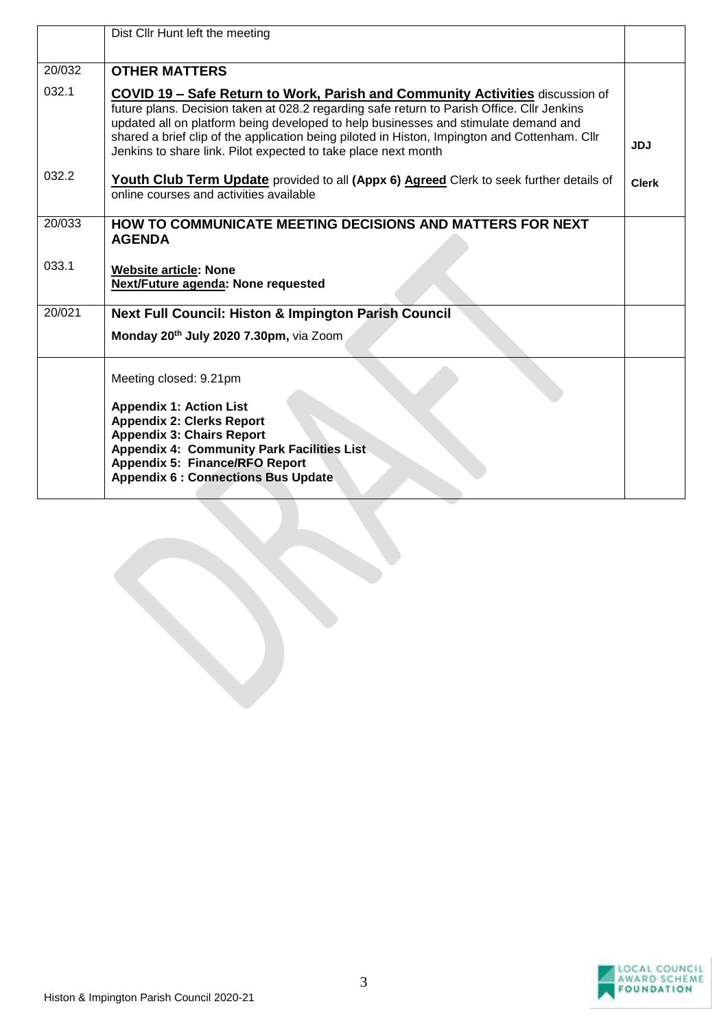| | | |
|---|---|---|
| | Dist Cllr Hunt left the meeting | |
| 20/032 | **OTHER MATTERS** | |
| 032.1 | **COVID 19 – Safe Return to Work, Parish and Community Activities** discussion of future plans. Decision taken at 028.2 regarding safe return to Parish Office. Cllr Jenkins updated all on platform being developed to help businesses and stimulate demand and shared a brief clip of the application being piloted in Histon, Impington and Cottenham. Cllr Jenkins to share link. Pilot expected to take place next month | **JDJ** |
| 032.2 | **Youth Club Term Update** provided to all **(Appx 6)** **Agreed** Clerk to seek further details of online courses and activities available | **Clerk** |
| 20/033 | **HOW TO COMMUNICATE MEETING DECISIONS AND MATTERS FOR NEXT AGENDA** | |
| 033.1 | **Website article: None**<br>**Next/Future agenda: None requested** | |
| 20/021 | **Next Full Council: Histon & Impington Parish Council**<br>**Monday 20th July 2020 7.30pm,** via Zoom | |
| | Meeting closed: 9.21pm<br><br>**Appendix 1: Action List**<br>**Appendix 2: Clerks Report**<br>**Appendix 3: Chairs Report**<br>**Appendix 4: Community Park Facilities List**<br>**Appendix 5: Finance/RFO Report**<br>**Appendix 6 : Connections Bus Update** | |